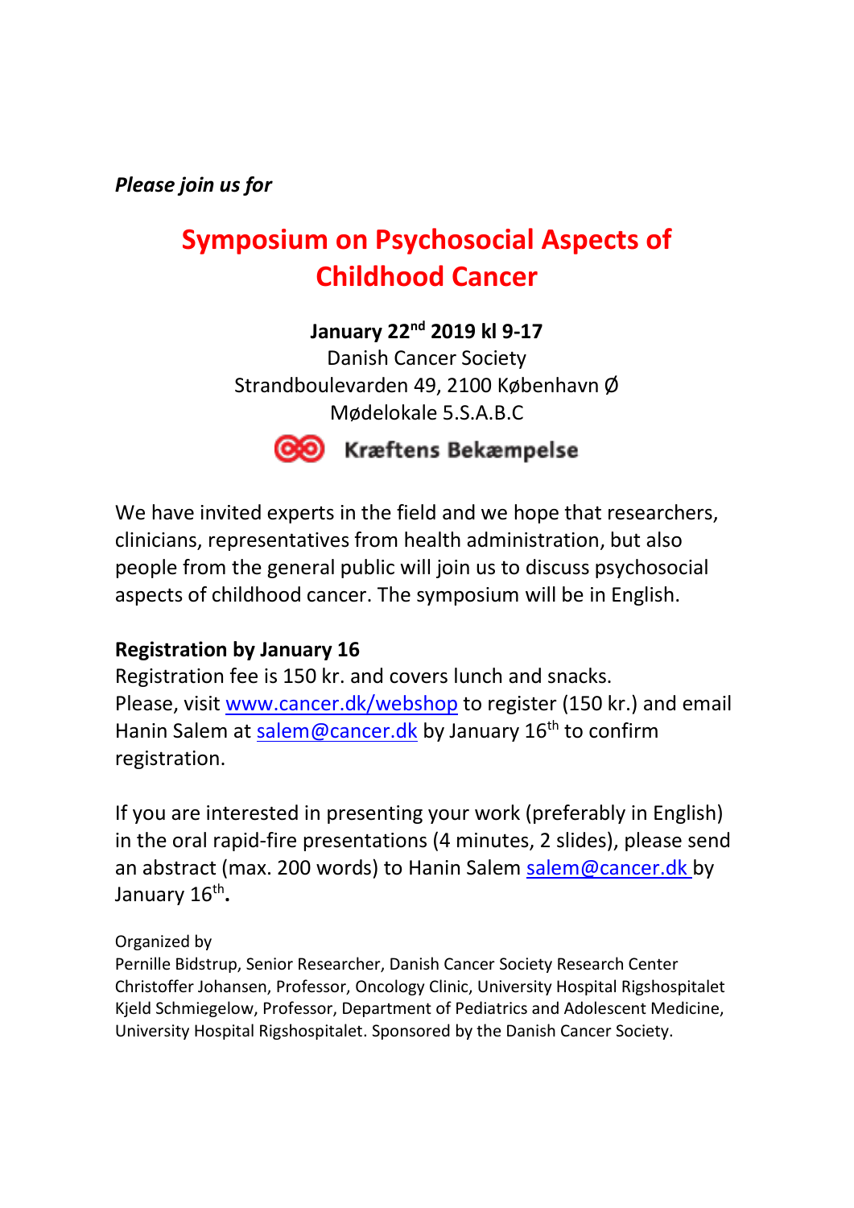*Please join us for*

# Symposium on Psychosocial Aspects of Childhood Cancer

**January 22nd 2019 kl 9-17**
Danish Cancer Society
Strandboulevarden 49, 2100 København Ø
Mødelokale 5.S.A.B.C

Kræftens Bekæmpelse

We have invited experts in the field and we hope that researchers, clinicians, representatives from health administration, but also people from the general public will join us to discuss psychosocial aspects of childhood cancer. The symposium will be in English.

**Registration by January 16**
Registration fee is 150 kr. and covers lunch and snacks.
Please, visit [www.cancer.dk/webshop](www.cancer.dk/webshop) to register (150 kr.) and email Hanin Salem at [salem@cancer.dk](mailto:salem@cancer.dk) by January 16th to confirm registration.

If you are interested in presenting your work (preferably in English) in the oral rapid-fire presentations (4 minutes, 2 slides), please send an abstract (max. 200 words) to Hanin Salem [salem@cancer.dk](mailto:salem@cancer.dk) by January 16th**.**

Organized by
Pernille Bidstrup, Senior Researcher, Danish Cancer Society Research Center
Christoffer Johansen, Professor, Oncology Clinic, University Hospital Rigshospitalet
Kjeld Schmiegelow, Professor, Department of Pediatrics and Adolescent Medicine, University Hospital Rigshospitalet. Sponsored by the Danish Cancer Society.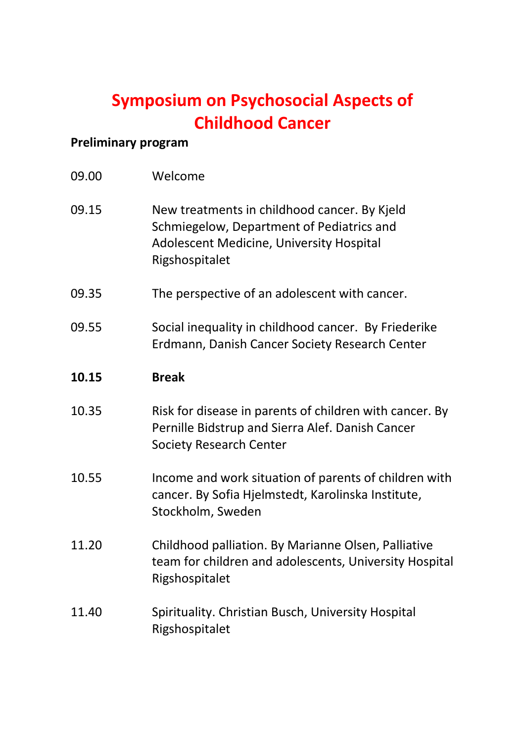# Symposium on Psychosocial Aspects of Childhood Cancer

**Preliminary program**

| | |
|---|---|
| 09.00 | Welcome |
| 09.15 | New treatments in childhood cancer. By Kjeld Schmiegelow, Department of Pediatrics and Adolescent Medicine, University Hospital Rigshospitalet |
| 09.35 | The perspective of an adolescent with cancer. |
| 09.55 | Social inequality in childhood cancer. By Friederike Erdmann, Danish Cancer Society Research Center |
| **10.15** | **Break** |
| 10.35 | Risk for disease in parents of children with cancer. By Pernille Bidstrup and Sierra Alef. Danish Cancer Society Research Center |
| 10.55 | Income and work situation of parents of children with cancer. By Sofia Hjelmstedt, Karolinska Institute, Stockholm, Sweden |
| 11.20 | Childhood palliation. By Marianne Olsen, Palliative team for children and adolescents, University Hospital Rigshospitalet |
| 11.40 | Spirituality. Christian Busch, University Hospital Rigshospitalet |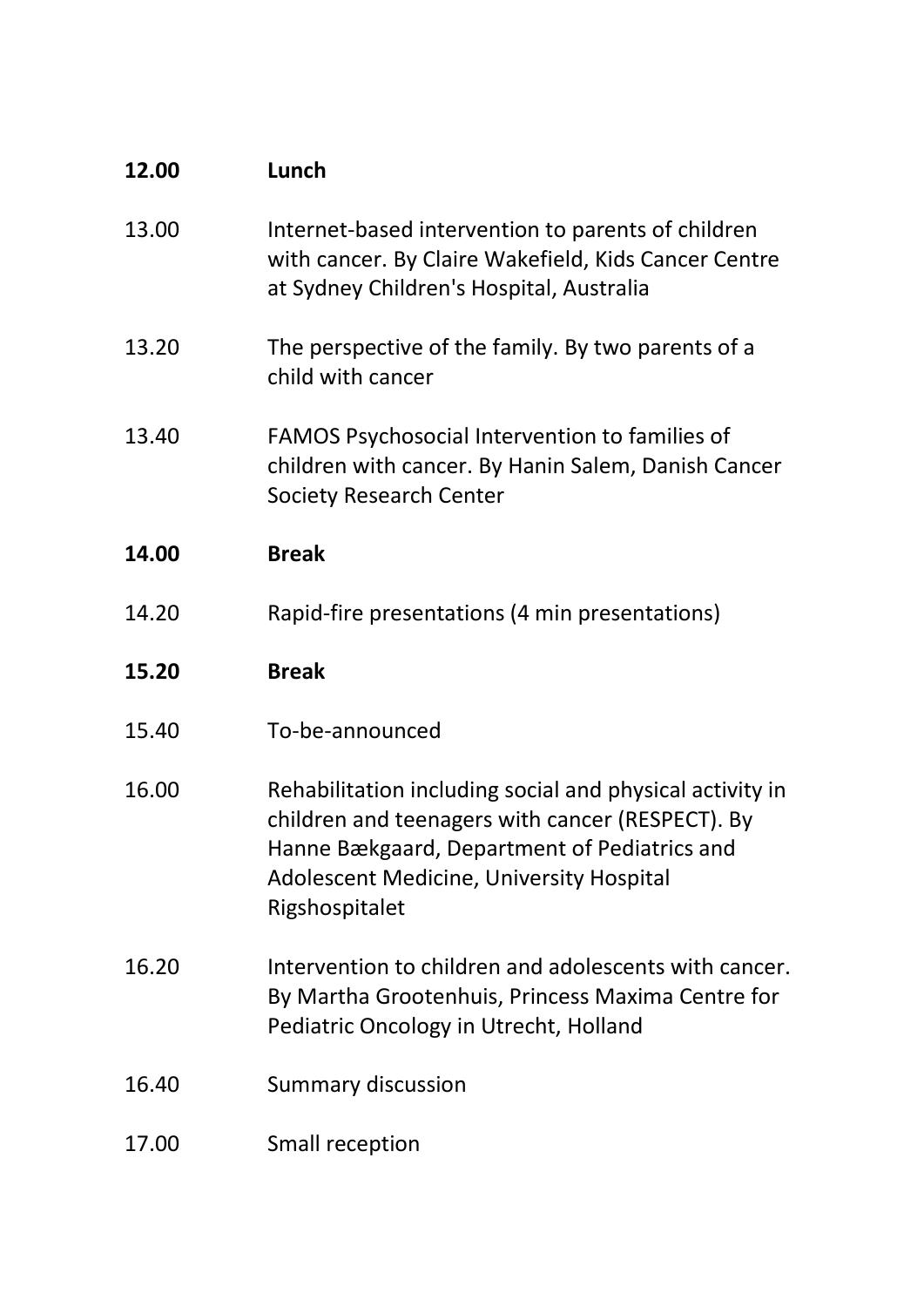| | |
|---|---|
| **12.00** | **Lunch** |
| 13.00 | Internet-based intervention to parents of children with cancer. By Claire Wakefield, Kids Cancer Centre at Sydney Children's Hospital, Australia |
| 13.20 | The perspective of the family. By two parents of a child with cancer |
| 13.40 | FAMOS Psychosocial Intervention to families of children with cancer. By Hanin Salem, Danish Cancer Society Research Center |
| **14.00** | **Break** |
| 14.20 | Rapid-fire presentations (4 min presentations) |
| **15.20** | **Break** |
| 15.40 | To-be-announced |
| 16.00 | Rehabilitation including social and physical activity in children and teenagers with cancer (RESPECT). By Hanne Bækgaard, Department of Pediatrics and Adolescent Medicine, University Hospital Rigshospitalet |
| 16.20 | Intervention to children and adolescents with cancer. By Martha Grootenhuis, Princess Maxima Centre for Pediatric Oncology in Utrecht, Holland |
| 16.40 | Summary discussion |
| 17.00 | Small reception |